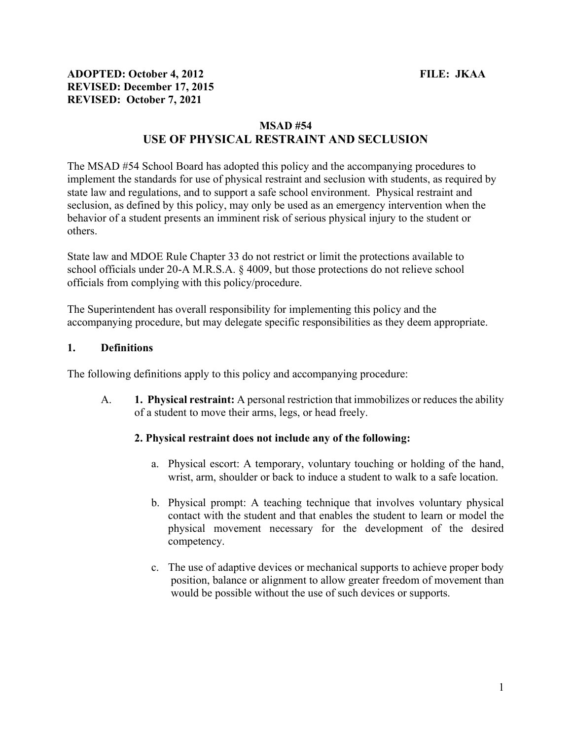**ADOPTED: October 4, 2012** **FILE: JKAA**
**REVISED: December 17, 2015**
**REVISED: October 7, 2021**

## MSAD #54
## USE OF PHYSICAL RESTRAINT AND SECLUSION

The MSAD #54 School Board has adopted this policy and the accompanying procedures to implement the standards for use of physical restraint and seclusion with students, as required by state law and regulations, and to support a safe school environment. Physical restraint and seclusion, as defined by this policy, may only be used as an emergency intervention when the behavior of a student presents an imminent risk of serious physical injury to the student or others.

State law and MDOE Rule Chapter 33 do not restrict or limit the protections available to school officials under 20-A M.R.S.A. § 4009, but those protections do not relieve school officials from complying with this policy/procedure.

The Superintendent has overall responsibility for implementing this policy and the accompanying procedure, but may delegate specific responsibilities as they deem appropriate.

### 1. Definitions

The following definitions apply to this policy and accompanying procedure:

A. **1. Physical restraint:** A personal restriction that immobilizes or reduces the ability of a student to move their arms, legs, or head freely.

**2. Physical restraint does not include any of the following:**

a. Physical escort: A temporary, voluntary touching or holding of the hand, wrist, arm, shoulder or back to induce a student to walk to a safe location.

b. Physical prompt: A teaching technique that involves voluntary physical contact with the student and that enables the student to learn or model the physical movement necessary for the development of the desired competency.

c. The use of adaptive devices or mechanical supports to achieve proper body position, balance or alignment to allow greater freedom of movement than would be possible without the use of such devices or supports.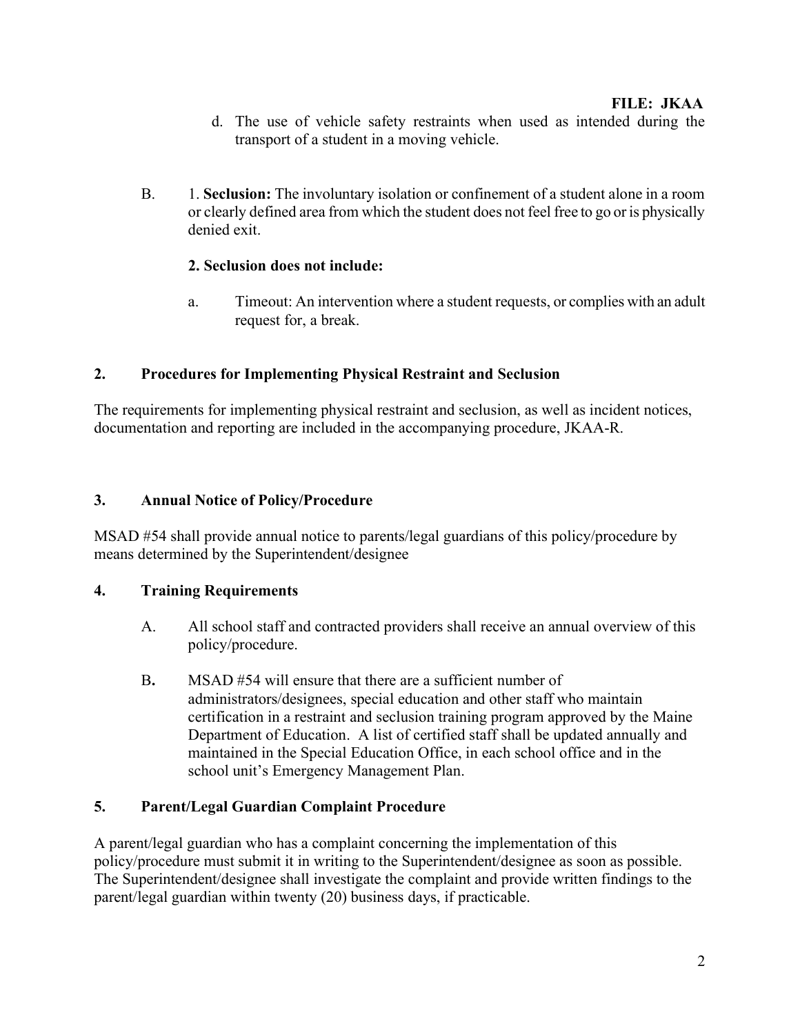d. The use of vehicle safety restraints when used as intended during the transport of a student in a moving vehicle.

B. 1. **Seclusion:** The involuntary isolation or confinement of a student alone in a room or clearly defined area from which the student does not feel free to go or is physically denied exit.

**2. Seclusion does not include:**

a. Timeout: An intervention where a student requests, or complies with an adult request for, a break.

## 2. Procedures for Implementing Physical Restraint and Seclusion

The requirements for implementing physical restraint and seclusion, as well as incident notices, documentation and reporting are included in the accompanying procedure, JKAA-R.

## 3. Annual Notice of Policy/Procedure

MSAD #54 shall provide annual notice to parents/legal guardians of this policy/procedure by means determined by the Superintendent/designee

## 4. Training Requirements

A. All school staff and contracted providers shall receive an annual overview of this policy/procedure.

B. MSAD #54 will ensure that there are a sufficient number of administrators/designees, special education and other staff who maintain certification in a restraint and seclusion training program approved by the Maine Department of Education. A list of certified staff shall be updated annually and maintained in the Special Education Office, in each school office and in the school unit's Emergency Management Plan.

## 5. Parent/Legal Guardian Complaint Procedure

A parent/legal guardian who has a complaint concerning the implementation of this policy/procedure must submit it in writing to the Superintendent/designee as soon as possible. The Superintendent/designee shall investigate the complaint and provide written findings to the parent/legal guardian within twenty (20) business days, if practicable.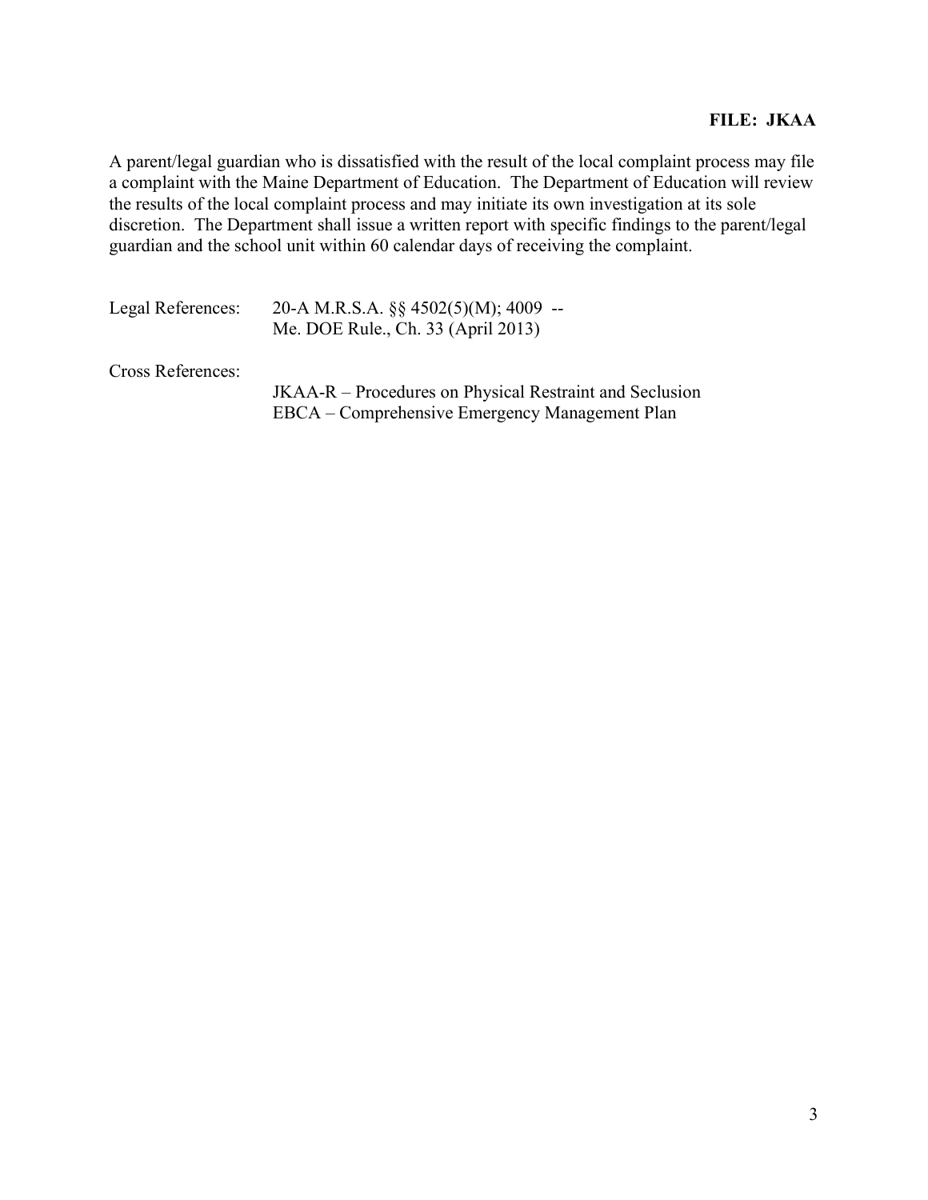**FILE: JKAA**

A parent/legal guardian who is dissatisfied with the result of the local complaint process may file a complaint with the Maine Department of Education. The Department of Education will review the results of the local complaint process and may initiate its own investigation at its sole discretion. The Department shall issue a written report with specific findings to the parent/legal guardian and the school unit within 60 calendar days of receiving the complaint.

Legal References: 20-A M.R.S.A. §§ 4502(5)(M); 4009 --
Me. DOE Rule., Ch. 33 (April 2013)

Cross References:
JKAA-R – Procedures on Physical Restraint and Seclusion
EBCA – Comprehensive Emergency Management Plan